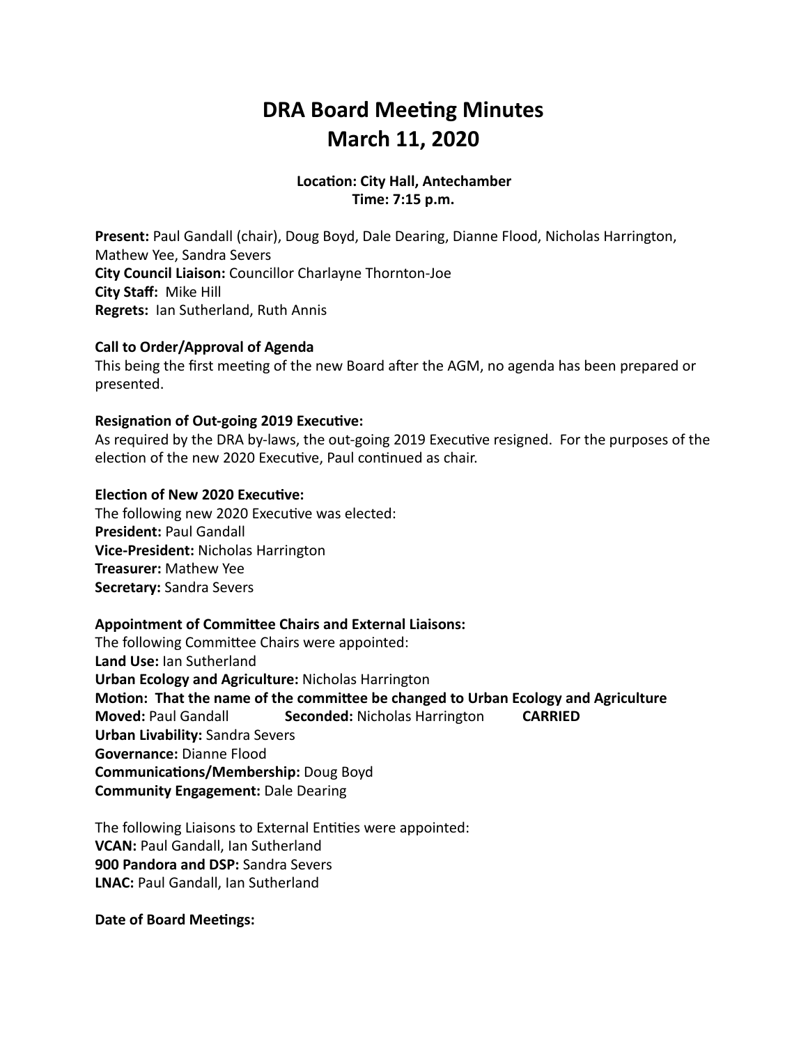# DRA Board Meeting Minutes
# March 11, 2020

**Location: City Hall, Antechamber**
**Time: 7:15 p.m.**

**Present:** Paul Gandall (chair), Doug Boyd, Dale Dearing, Dianne Flood, Nicholas Harrington, Mathew Yee, Sandra Severs
**City Council Liaison:** Councillor Charlayne Thornton-Joe
**City Staff:** Mike Hill
**Regrets:** Ian Sutherland, Ruth Annis

**Call to Order/Approval of Agenda**
This being the first meeting of the new Board after the AGM, no agenda has been prepared or presented.

**Resignation of Out-going 2019 Executive:**
As required by the DRA by-laws, the out-going 2019 Executive resigned. For the purposes of the election of the new 2020 Executive, Paul continued as chair.

**Election of New 2020 Executive:**
The following new 2020 Executive was elected:
**President:** Paul Gandall
**Vice-President:** Nicholas Harrington
**Treasurer:** Mathew Yee
**Secretary:** Sandra Severs

**Appointment of Committee Chairs and External Liaisons:**
The following Committee Chairs were appointed:
**Land Use:** Ian Sutherland
**Urban Ecology and Agriculture:** Nicholas Harrington
**Motion: That the name of the committee be changed to Urban Ecology and Agriculture**
**Moved:** Paul Gandall **Seconded:** Nicholas Harrington **CARRIED**
**Urban Livability:** Sandra Severs
**Governance:** Dianne Flood
**Communications/Membership:** Doug Boyd
**Community Engagement:** Dale Dearing

The following Liaisons to External Entities were appointed:
**VCAN:** Paul Gandall, Ian Sutherland
**900 Pandora and DSP:** Sandra Severs
**LNAC:** Paul Gandall, Ian Sutherland

**Date of Board Meetings:**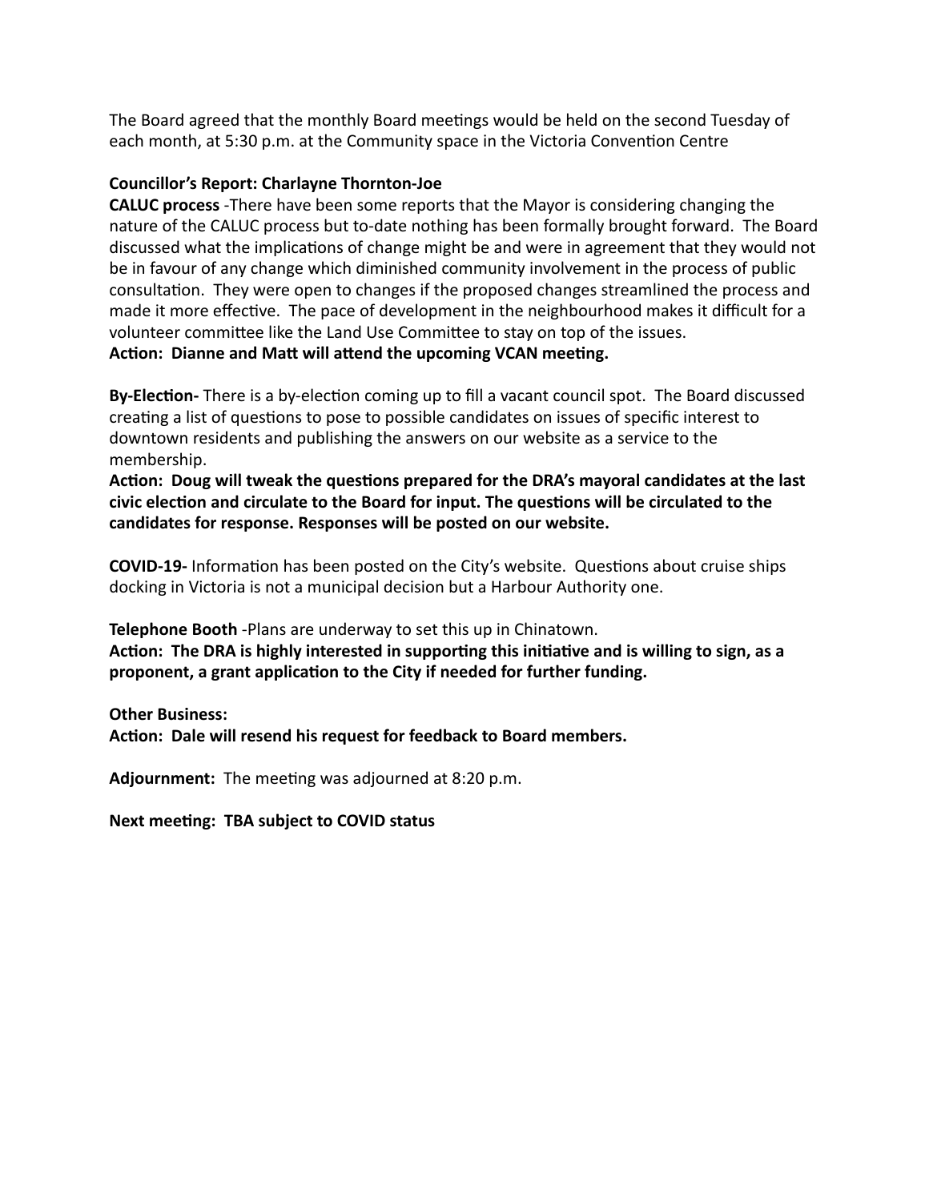The Board agreed that the monthly Board meetings would be held on the second Tuesday of each month, at 5:30 p.m. at the Community space in the Victoria Convention Centre

**Councillor's Report: Charlayne Thornton-Joe**

**CALUC process** -There have been some reports that the Mayor is considering changing the nature of the CALUC process but to-date nothing has been formally brought forward. The Board discussed what the implications of change might be and were in agreement that they would not be in favour of any change which diminished community involvement in the process of public consultation. They were open to changes if the proposed changes streamlined the process and made it more effective. The pace of development in the neighbourhood makes it difficult for a volunteer committee like the Land Use Committee to stay on top of the issues.

**Action: Dianne and Matt will attend the upcoming VCAN meeting.**

**By-Election-** There is a by-election coming up to fill a vacant council spot. The Board discussed creating a list of questions to pose to possible candidates on issues of specific interest to downtown residents and publishing the answers on our website as a service to the membership.

**Action: Doug will tweak the questions prepared for the DRA's mayoral candidates at the last civic election and circulate to the Board for input. The questions will be circulated to the candidates for response. Responses will be posted on our website.**

**COVID-19-** Information has been posted on the City's website. Questions about cruise ships docking in Victoria is not a municipal decision but a Harbour Authority one.

**Telephone Booth** -Plans are underway to set this up in Chinatown.

**Action: The DRA is highly interested in supporting this initiative and is willing to sign, as a proponent, a grant application to the City if needed for further funding.**

**Other Business:**

**Action: Dale will resend his request for feedback to Board members.**

**Adjournment:** The meeting was adjourned at 8:20 p.m.

**Next meeting: TBA subject to COVID status**